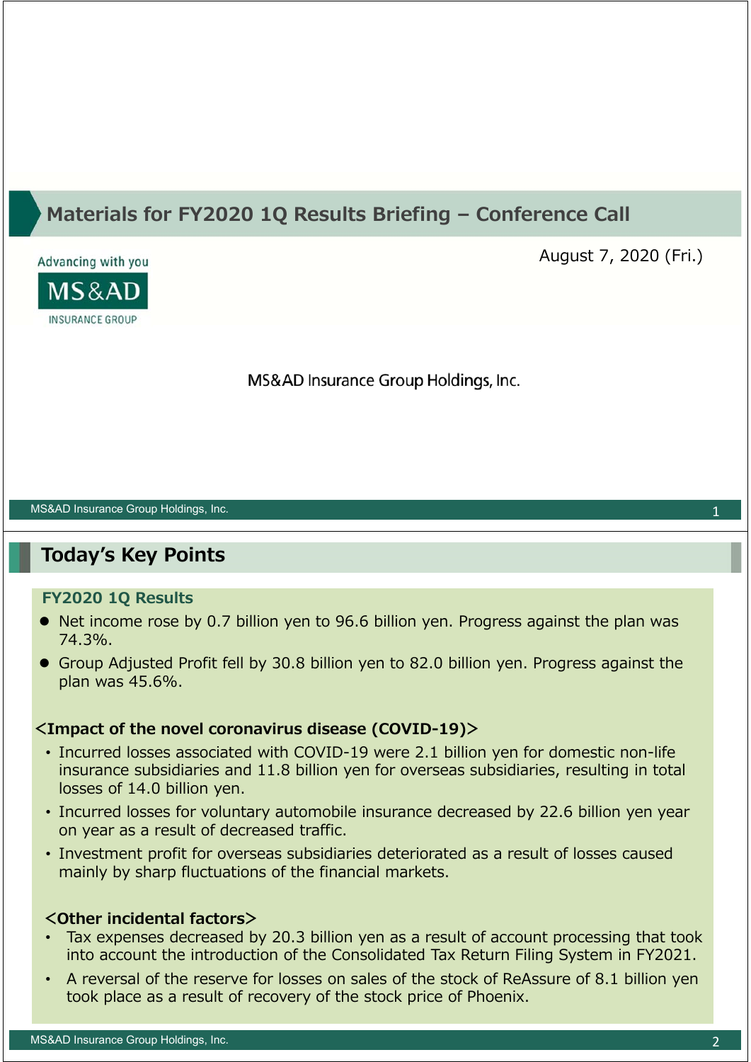# Materials for FY2020 1Q Results Briefing – Conference Call

August 7, 2020 (Fri.)

Advancing with you

MS&AD INSURANCE GROUP

MS&AD Insurance Group Holdings, Inc.

## Today's Key Points

### FY2020 1Q Results

- Net income rose by 0.7 billion yen to 96.6 billion yen. Progress against the plan was 74.3%.
- Group Adjusted Profit fell by 30.8 billion yen to 82.0 billion yen. Progress against the plan was 45.6%.

**<Impact of the novel coronavirus disease (COVID-19)>**

- Incurred losses associated with COVID-19 were 2.1 billion yen for domestic non-life insurance subsidiaries and 11.8 billion yen for overseas subsidiaries, resulting in total losses of 14.0 billion yen.
- Incurred losses for voluntary automobile insurance decreased by 22.6 billion yen year on year as a result of decreased traffic.
- Investment profit for overseas subsidiaries deteriorated as a result of losses caused mainly by sharp fluctuations of the financial markets.

**<Other incidental factors>**

- Tax expenses decreased by 20.3 billion yen as a result of account processing that took into account the introduction of the Consolidated Tax Return Filing System in FY2021.
- A reversal of the reserve for losses on sales of the stock of ReAssure of 8.1 billion yen took place as a result of recovery of the stock price of Phoenix.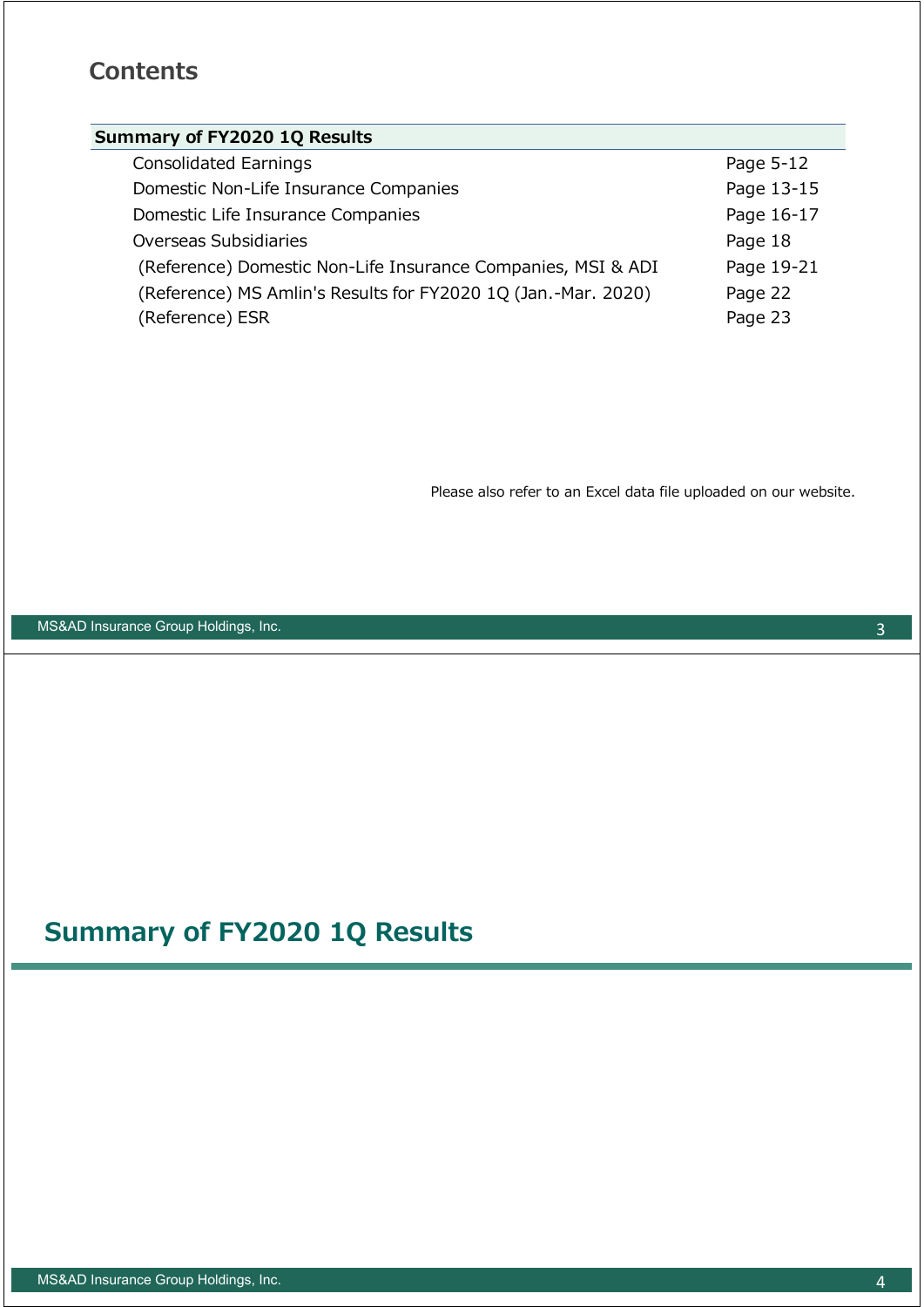## Contents

| Summary of FY2020 1Q Results | |
|---|---|
| Consolidated Earnings | Page 5-12 |
| Domestic Non-Life Insurance Companies | Page 13-15 |
| Domestic Life Insurance Companies | Page 16-17 |
| Overseas Subsidiaries | Page 18 |
| (Reference) Domestic Non-Life Insurance Companies, MSI & ADI | Page 19-21 |
| (Reference) MS Amlin's Results for FY2020 1Q (Jan.-Mar. 2020) | Page 22 |
| (Reference) ESR | Page 23 |

Please also refer to an Excel data file uploaded on our website.

# Summary of FY2020 1Q Results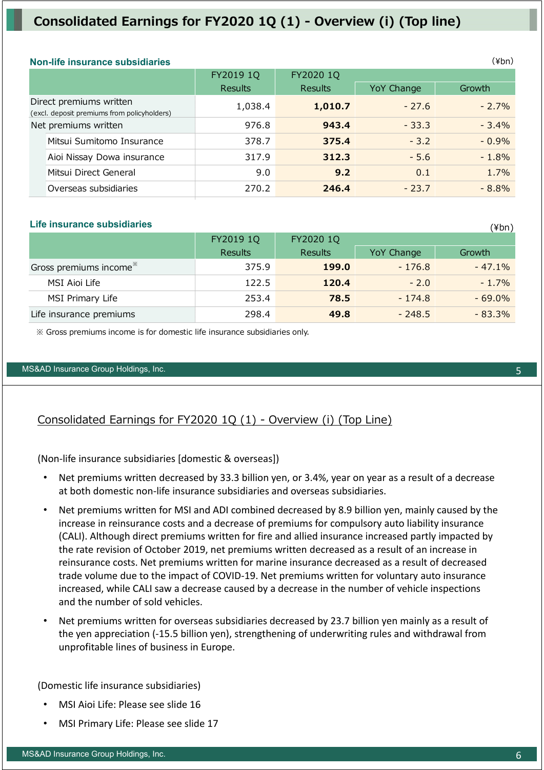# Consolidated Earnings for FY2020 1Q (1) - Overview (i) (Top line)

## Non-life insurance subsidiaries

(¥bn)

| | FY2019 1Q Results | FY2020 1Q Results | YoY Change | Growth |
|---|---|---|---|---|
| Direct premiums written (excl. deposit premiums from policyholders) | 1,038.4 | **1,010.7** | - 27.6 | - 2.7% |
| Net premiums written | 976.8 | **943.4** | - 33.3 | - 3.4% |
| Mitsui Sumitomo Insurance | 378.7 | **375.4** | - 3.2 | - 0.9% |
| Aioi Nissay Dowa insurance | 317.9 | **312.3** | - 5.6 | - 1.8% |
| Mitsui Direct General | 9.0 | **9.2** | 0.1 | 1.7% |
| Overseas subsidiaries | 270.2 | **246.4** | - 23.7 | - 8.8% |

## Life insurance subsidiaries

(¥bn)

| | FY2019 1Q Results | FY2020 1Q Results | YoY Change | Growth |
|---|---|---|---|---|
| Gross premiums income※ | 375.9 | **199.0** | - 176.8 | - 47.1% |
| MSI Aioi Life | 122.5 | **120.4** | - 2.0 | - 1.7% |
| MSI Primary Life | 253.4 | **78.5** | - 174.8 | - 69.0% |
| Life insurance premiums | 298.4 | **49.8** | - 248.5 | - 83.3% |

※ Gross premiums income is for domestic life insurance subsidiaries only.

## Consolidated Earnings for FY2020 1Q (1) - Overview (i) (Top Line)

(Non-life insurance subsidiaries [domestic & overseas])

- Net premiums written decreased by 33.3 billion yen, or 3.4%, year on year as a result of a decrease at both domestic non-life insurance subsidiaries and overseas subsidiaries.
- Net premiums written for MSI and ADI combined decreased by 8.9 billion yen, mainly caused by the increase in reinsurance costs and a decrease of premiums for compulsory auto liability insurance (CALI). Although direct premiums written for fire and allied insurance increased partly impacted by the rate revision of October 2019, net premiums written decreased as a result of an increase in reinsurance costs. Net premiums written for marine insurance decreased as a result of decreased trade volume due to the impact of COVID-19. Net premiums written for voluntary auto insurance increased, while CALI saw a decrease caused by a decrease in the number of vehicle inspections and the number of sold vehicles.
- Net premiums written for overseas subsidiaries decreased by 23.7 billion yen mainly as a result of the yen appreciation (-15.5 billion yen), strengthening of underwriting rules and withdrawal from unprofitable lines of business in Europe.

(Domestic life insurance subsidiaries)

- MSI Aioi Life: Please see slide 16
- MSI Primary Life: Please see slide 17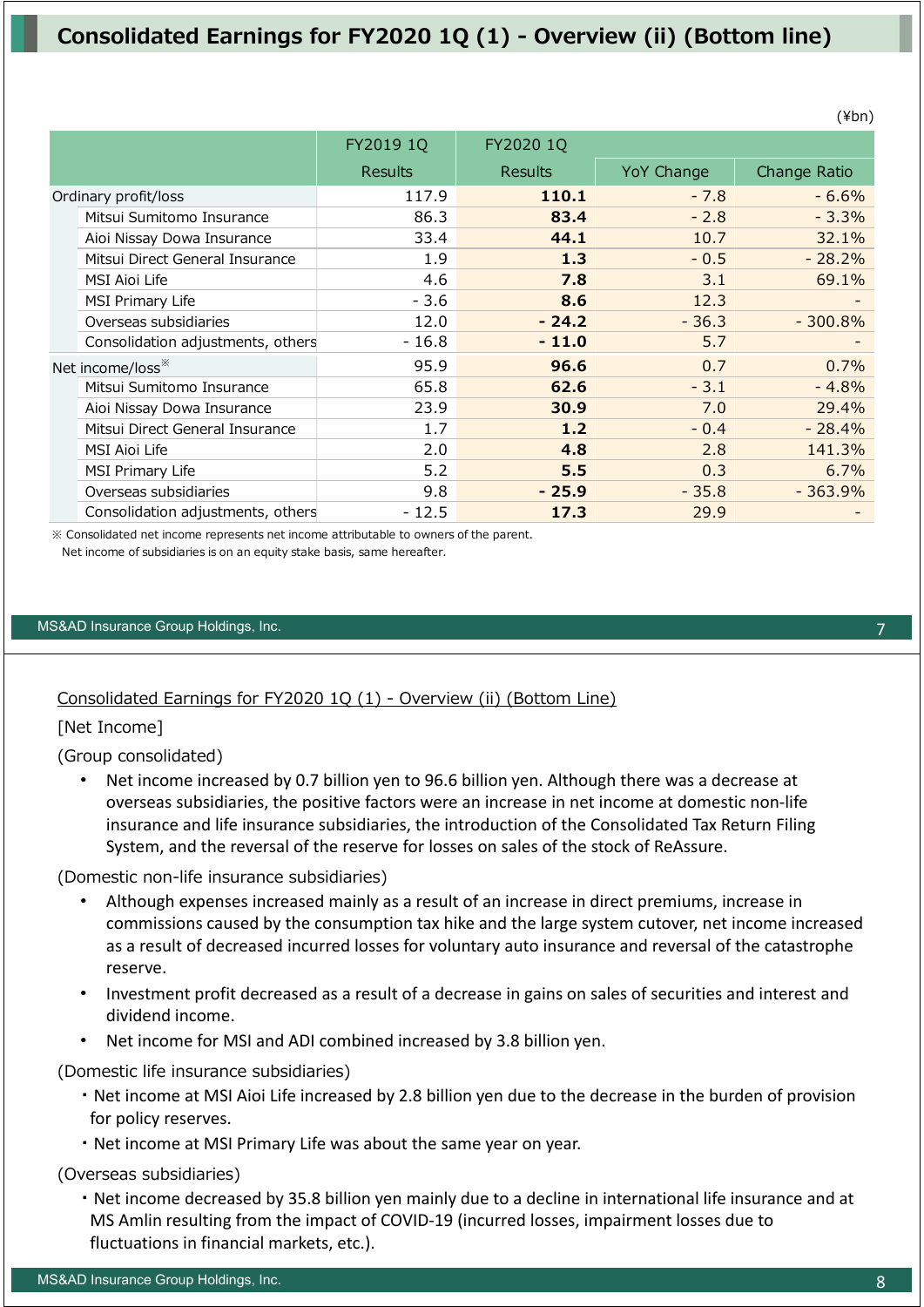# Consolidated Earnings for FY2020 1Q (1) - Overview (ii) (Bottom line)

(¥bn)

| | FY2019 1Q | FY2020 1Q | | |
|---|---|---|---|---|
| | Results | Results | YoY Change | Change Ratio |
| Ordinary profit/loss | 117.9 | **110.1** | - 7.8 | - 6.6% |
| Mitsui Sumitomo Insurance | 86.3 | **83.4** | - 2.8 | - 3.3% |
| Aioi Nissay Dowa Insurance | 33.4 | **44.1** | 10.7 | 32.1% |
| Mitsui Direct General Insurance | 1.9 | **1.3** | - 0.5 | - 28.2% |
| MSI Aioi Life | 4.6 | **7.8** | 3.1 | 69.1% |
| MSI Primary Life | - 3.6 | **8.6** | 12.3 | - |
| Overseas subsidiaries | 12.0 | **- 24.2** | - 36.3 | - 300.8% |
| Consolidation adjustments, others | - 16.8 | **- 11.0** | 5.7 | - |
| Net income/loss※ | 95.9 | **96.6** | 0.7 | 0.7% |
| Mitsui Sumitomo Insurance | 65.8 | **62.6** | - 3.1 | - 4.8% |
| Aioi Nissay Dowa Insurance | 23.9 | **30.9** | 7.0 | 29.4% |
| Mitsui Direct General Insurance | 1.7 | **1.2** | - 0.4 | - 28.4% |
| MSI Aioi Life | 2.0 | **4.8** | 2.8 | 141.3% |
| MSI Primary Life | 5.2 | **5.5** | 0.3 | 6.7% |
| Overseas subsidiaries | 9.8 | **- 25.9** | - 35.8 | - 363.9% |
| Consolidation adjustments, others | - 12.5 | **17.3** | 29.9 | - |

※ Consolidated net income represents net income attributable to owners of the parent.
Net income of subsidiaries is on an equity stake basis, same hereafter.

## Consolidated Earnings for FY2020 1Q (1) - Overview (ii) (Bottom Line)

[Net Income]

(Group consolidated)

- Net income increased by 0.7 billion yen to 96.6 billion yen. Although there was a decrease at overseas subsidiaries, the positive factors were an increase in net income at domestic non-life insurance and life insurance subsidiaries, the introduction of the Consolidated Tax Return Filing System, and the reversal of the reserve for losses on sales of the stock of ReAssure.

(Domestic non-life insurance subsidiaries)

- Although expenses increased mainly as a result of an increase in direct premiums, increase in commissions caused by the consumption tax hike and the large system cutover, net income increased as a result of decreased incurred losses for voluntary auto insurance and reversal of the catastrophe reserve.
- Investment profit decreased as a result of a decrease in gains on sales of securities and interest and dividend income.
- Net income for MSI and ADI combined increased by 3.8 billion yen.

(Domestic life insurance subsidiaries)

- Net income at MSI Aioi Life increased by 2.8 billion yen due to the decrease in the burden of provision for policy reserves.
- Net income at MSI Primary Life was about the same year on year.

(Overseas subsidiaries)

- Net income decreased by 35.8 billion yen mainly due to a decline in international life insurance and at MS Amlin resulting from the impact of COVID-19 (incurred losses, impairment losses due to fluctuations in financial markets, etc.).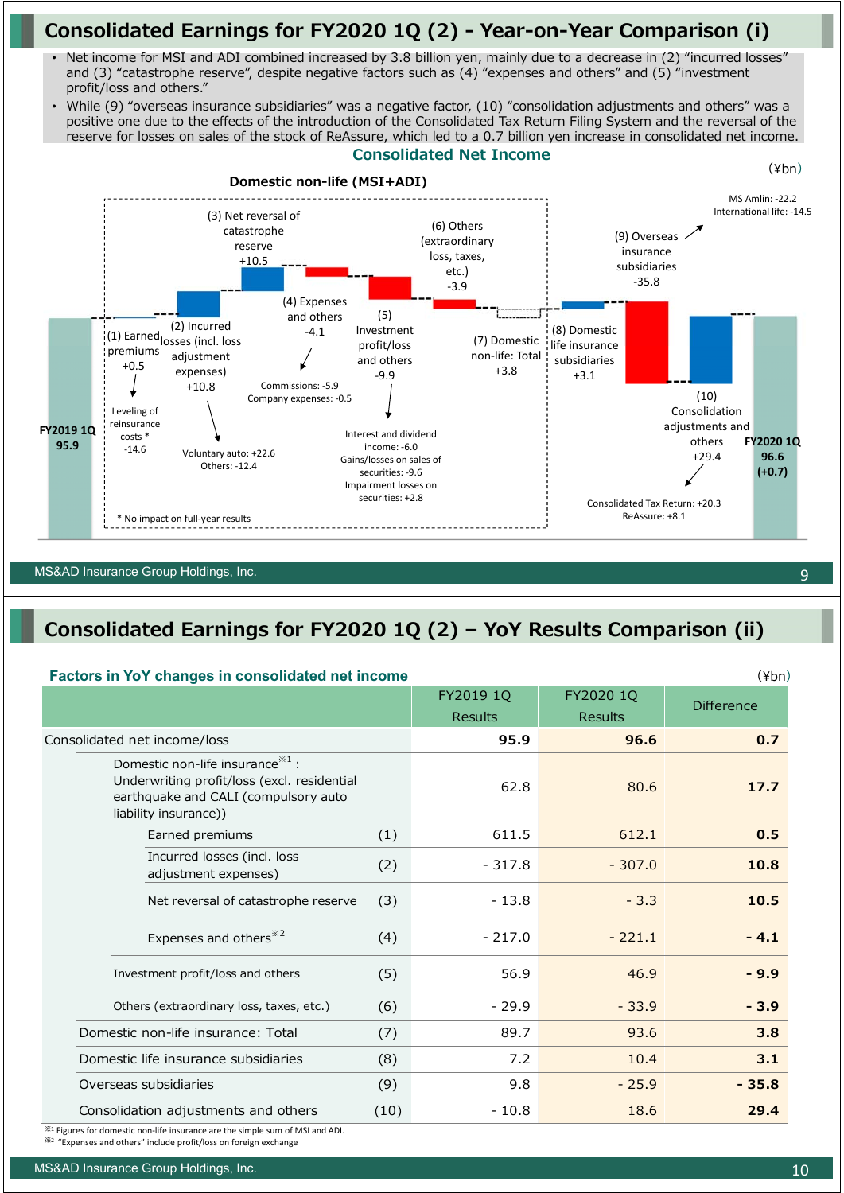# Consolidated Earnings for FY2020 1Q (2) - Year-on-Year Comparison (i)

- Net income for MSI and ADI combined increased by 3.8 billion yen, mainly due to a decrease in (2) "incurred losses" and (3) "catastrophe reserve", despite negative factors such as (4) "expenses and others" and (5) "investment profit/loss and others."
- While (9) "overseas insurance subsidiaries" was a negative factor, (10) "consolidation adjustments and others" was a positive one due to the effects of the introduction of the Consolidated Tax Return Filing System and the reversal of the reserve for losses on sales of the stock of ReAssure, which led to a 0.7 billion yen increase in consolidated net income.

## Consolidated Net Income

(¥bn)

**Domestic non-life (MSI+ADI)**

- **FY2019 1Q 95.9**
- (1) Earned premiums +0.5
  - Leveling of reinsurance costs * -14.6
- (2) Incurred losses (incl. loss adjustment expenses) +10.8
  - Voluntary auto: +22.6
  - Others: -12.4
- (3) Net reversal of catastrophe reserve +10.5
- (4) Expenses and others -4.1
  - Commissions: -5.9
  - Company expenses: -0.5
- (5) Investment profit/loss and others -9.9
  - Interest and dividend income: -6.0
  - Gains/losses on sales of securities: -9.6
  - Impairment losses on securities: +2.8
- (6) Others (extraordinary loss, taxes, etc.) -3.9
- (7) Domestic non-life: Total +3.8
- (8) Domestic life insurance subsidiaries +3.1
- (9) Overseas insurance subsidiaries -35.8
  - MS Amlin: -22.2
  - International life: -14.5
- (10) Consolidation adjustments and others +29.4
  - Consolidated Tax Return: +20.3
  - ReAssure: +8.1
- **FY2020 1Q 96.6 (+0.7)**

\* No impact on full-year results

# Consolidated Earnings for FY2020 1Q (2) – YoY Results Comparison (ii)

**Factors in YoY changes in consolidated net income**

(¥bn)

| | | FY2019 1Q Results | FY2020 1Q Results | Difference |
|---|---|---|---|---|
| Consolidated net income/loss | | **95.9** | **96.6** | **0.7** |
| Domestic non-life insurance[※1]: Underwriting profit/loss (excl. residential earthquake and CALI (compulsory auto liability insurance)) | | 62.8 | 80.6 | **17.7** |
| Earned premiums | (1) | 611.5 | 612.1 | **0.5** |
| Incurred losses (incl. loss adjustment expenses) | (2) | - 317.8 | - 307.0 | **10.8** |
| Net reversal of catastrophe reserve | (3) | - 13.8 | - 3.3 | **10.5** |
| Expenses and others[※2] | (4) | - 217.0 | - 221.1 | **- 4.1** |
| Investment profit/loss and others | (5) | 56.9 | 46.9 | **- 9.9** |
| Others (extraordinary loss, taxes, etc.) | (6) | - 29.9 | - 33.9 | **- 3.9** |
| Domestic non-life insurance: Total | (7) | 89.7 | 93.6 | **3.8** |
| Domestic life insurance subsidiaries | (8) | 7.2 | 10.4 | **3.1** |
| Overseas subsidiaries | (9) | 9.8 | - 25.9 | **- 35.8** |
| Consolidation adjustments and others | (10) | - 10.8 | 18.6 | **29.4** |

※1 Figures for domestic non-life insurance are the simple sum of MSI and ADI.

※2 "Expenses and others" include profit/loss on foreign exchange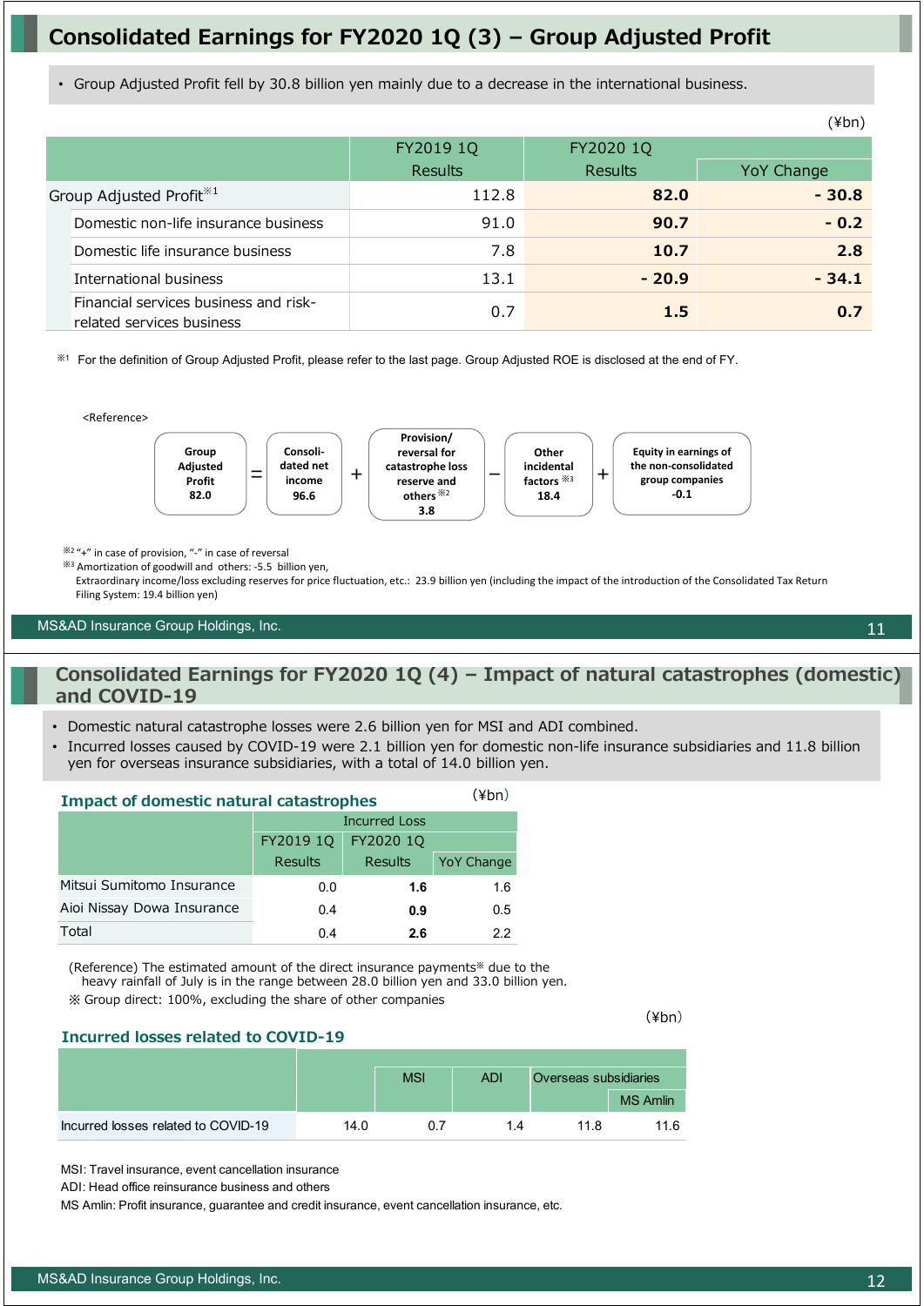# Consolidated Earnings for FY2020 1Q (3) – Group Adjusted Profit

- Group Adjusted Profit fell by 30.8 billion yen mainly due to a decrease in the international business.

(¥bn)

| | FY2019 1Q Results | FY2020 1Q Results | YoY Change |
|---|---|---|---|
| Group Adjusted Profit※1 | 112.8 | **82.0** | **- 30.8** |
| Domestic non-life insurance business | 91.0 | **90.7** | **- 0.2** |
| Domestic life insurance business | 7.8 | **10.7** | **2.8** |
| International business | 13.1 | **- 20.9** | **- 34.1** |
| Financial services business and risk-related services business | 0.7 | **1.5** | **0.7** |

※1 For the definition of Group Adjusted Profit, please refer to the last page. Group Adjusted ROE is disclosed at the end of FY.

<Reference>

Group Adjusted Profit 82.0 = Consolidated net income 96.6 + Provision/reversal for catastrophe loss reserve and others※2 3.8 − Other incidental factors※3 18.4 + Equity in earnings of the non-consolidated group companies -0.1

※2 "+" in case of provision, "-" in case of reversal

※3 Amortization of goodwill and others: -5.5 billion yen,
Extraordinary income/loss excluding reserves for price fluctuation, etc.: 23.9 billion yen (including the impact of the introduction of the Consolidated Tax Return Filing System: 19.4 billion yen)

# Consolidated Earnings for FY2020 1Q (4) – Impact of natural catastrophes (domestic) and COVID-19

- Domestic natural catastrophe losses were 2.6 billion yen for MSI and ADI combined.
- Incurred losses caused by COVID-19 were 2.1 billion yen for domestic non-life insurance subsidiaries and 11.8 billion yen for overseas insurance subsidiaries, with a total of 14.0 billion yen.

### Impact of domestic natural catastrophes

(¥bn)

| | Incurred Loss | | |
|---|---|---|---|
| | FY2019 1Q Results | FY2020 1Q Results | YoY Change |
| Mitsui Sumitomo Insurance | 0.0 | **1.6** | 1.6 |
| Aioi Nissay Dowa Insurance | 0.4 | **0.9** | 0.5 |
| Total | 0.4 | **2.6** | 2.2 |

(Reference) The estimated amount of the direct insurance payments※ due to the heavy rainfall of July is in the range between 28.0 billion yen and 33.0 billion yen.
※ Group direct: 100%, excluding the share of other companies

### Incurred losses related to COVID-19

(¥bn)

| | | MSI | ADI | Overseas subsidiaries | |
|---|---|---|---|---|---|
| | | | | | MS Amlin |
| Incurred losses related to COVID-19 | 14.0 | 0.7 | 1.4 | 11.8 | 11.6 |

MSI: Travel insurance, event cancellation insurance

ADI: Head office reinsurance business and others

MS Amlin: Profit insurance, guarantee and credit insurance, event cancellation insurance, etc.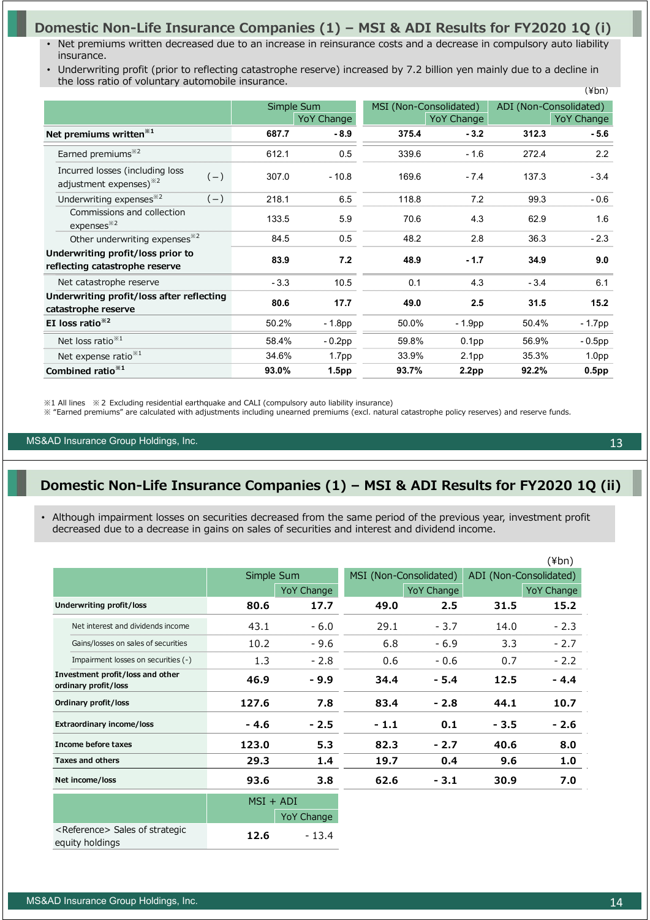## Domestic Non-Life Insurance Companies (1) – MSI & ADI Results for FY2020 1Q (i)

- Net premiums written decreased due to an increase in reinsurance costs and a decrease in compulsory auto liability insurance.
- Underwriting profit (prior to reflecting catastrophe reserve) increased by 7.2 billion yen mainly due to a decline in the loss ratio of voluntary automobile insurance.

(¥bn)

| | | Simple Sum | | MSI (Non-Consolidated) | | ADI (Non-Consolidated) | |
|---|---|---|---|---|---|---|---|
| | | | YoY Change | | YoY Change | | YoY Change |
| **Net premiums written**※1 | | **687.7** | **- 8.9** | **375.4** | **- 3.2** | **312.3** | **- 5.6** |
| Earned premiums※2 | | 612.1 | 0.5 | 339.6 | - 1.6 | 272.4 | 2.2 |
| Incurred losses (including loss adjustment expenses)※2 | (−) | 307.0 | - 10.8 | 169.6 | - 7.4 | 137.3 | - 3.4 |
| Underwriting expenses※2 | (−) | 218.1 | 6.5 | 118.8 | 7.2 | 99.3 | - 0.6 |
| Commissions and collection expenses※2 | | 133.5 | 5.9 | 70.6 | 4.3 | 62.9 | 1.6 |
| Other underwriting expenses※2 | | 84.5 | 0.5 | 48.2 | 2.8 | 36.3 | - 2.3 |
| **Underwriting profit/loss prior to reflecting catastrophe reserve** | | **83.9** | **7.2** | **48.9** | **- 1.7** | **34.9** | **9.0** |
| Net catastrophe reserve | | - 3.3 | 10.5 | 0.1 | 4.3 | - 3.4 | 6.1 |
| **Underwriting profit/loss after reflecting catastrophe reserve** | | **80.6** | **17.7** | **49.0** | **2.5** | **31.5** | **15.2** |
| **EI loss ratio**※2 | | 50.2% | - 1.8pp | 50.0% | - 1.9pp | 50.4% | - 1.7pp |
| Net loss ratio※1 | | 58.4% | - 0.2pp | 59.8% | 0.1pp | 56.9% | - 0.5pp |
| Net expense ratio※1 | | 34.6% | 1.7pp | 33.9% | 2.1pp | 35.3% | 1.0pp |
| **Combined ratio**※1 | | **93.0%** | **1.5pp** | **93.7%** | **2.2pp** | **92.2%** | **0.5pp** |

※1 All lines ※2 Excluding residential earthquake and CALI (compulsory auto liability insurance)
※ "Earned premiums" are calculated with adjustments including unearned premiums (excl. natural catastrophe policy reserves) and reserve funds.

## Domestic Non-Life Insurance Companies (1) – MSI & ADI Results for FY2020 1Q (ii)

- Although impairment losses on securities decreased from the same period of the previous year, investment profit decreased due to a decrease in gains on sales of securities and interest and dividend income.

(¥bn)

| | Simple Sum | | MSI (Non-Consolidated) | | ADI (Non-Consolidated) | |
|---|---|---|---|---|---|---|
| | | YoY Change | | YoY Change | | YoY Change |
| **Underwriting profit/loss** | **80.6** | **17.7** | **49.0** | **2.5** | **31.5** | **15.2** |
| Net interest and dividends income | 43.1 | - 6.0 | 29.1 | - 3.7 | 14.0 | - 2.3 |
| Gains/losses on sales of securities | 10.2 | - 9.6 | 6.8 | - 6.9 | 3.3 | - 2.7 |
| Impairment losses on securities (-) | 1.3 | - 2.8 | 0.6 | - 0.6 | 0.7 | - 2.2 |
| **Investment profit/loss and other ordinary profit/loss** | **46.9** | **- 9.9** | **34.4** | **- 5.4** | **12.5** | **- 4.4** |
| **Ordinary profit/loss** | **127.6** | **7.8** | **83.4** | **- 2.8** | **44.1** | **10.7** |
| **Extraordinary income/loss** | **- 4.6** | **- 2.5** | **- 1.1** | **0.1** | **- 3.5** | **- 2.6** |
| **Income before taxes** | **123.0** | **5.3** | **82.3** | **- 2.7** | **40.6** | **8.0** |
| **Taxes and others** | **29.3** | **1.4** | **19.7** | **0.4** | **9.6** | **1.0** |
| **Net income/loss** | **93.6** | **3.8** | **62.6** | **- 3.1** | **30.9** | **7.0** |

| | MSI + ADI | |
|---|---|---|
| | | YoY Change |
| <Reference> Sales of strategic equity holdings | **12.6** | - 13.4 |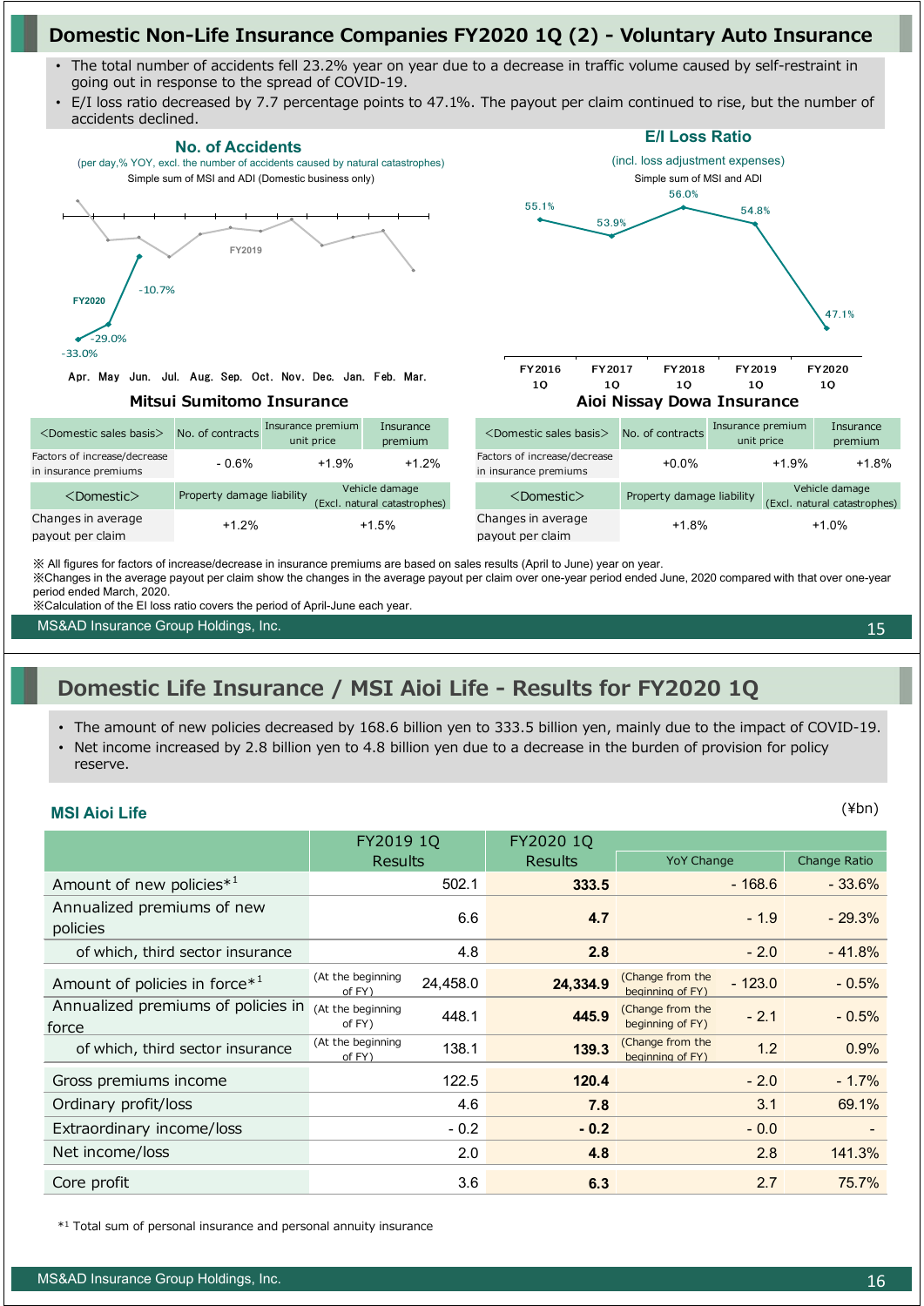# Domestic Non-Life Insurance Companies FY2020 1Q (2) - Voluntary Auto Insurance

- The total number of accidents fell 23.2% year on year due to a decrease in traffic volume caused by self-restraint in going out in response to the spread of COVID-19.
- E/I loss ratio decreased by 7.7 percentage points to 47.1%. The payout per claim continued to rise, but the number of accidents declined.

### No. of Accidents

(per day,% YOY, excl. the number of accidents caused by natural catastrophes)

Simple sum of MSI and ADI (Domestic business only)

FY2019

FY2020: Apr. -33.0%, May -29.0%, Jun. -10.7%

Apr. May Jun. Jul. Aug. Sep. Oct. Nov. Dec. Jan. Feb. Mar.

### E/I Loss Ratio

(incl. loss adjustment expenses)

Simple sum of MSI and ADI

| FY2016 1Q | FY2017 1Q | FY2018 1Q | FY2019 1Q | FY2020 1Q |
|---|---|---|---|---|
| 55.1% | 53.9% | 56.0% | 54.8% | 47.1% |

### Mitsui Sumitomo Insurance

| <Domestic sales basis> | No. of contracts | Insurance premium unit price | Insurance premium |
|---|---|---|---|
| Factors of increase/decrease in insurance premiums | - 0.6% | +1.9% | +1.2% |

| <Domestic> | Property damage liability | Vehicle damage (Excl. natural catastrophes) |
|---|---|---|
| Changes in average payout per claim | +1.2% | +1.5% |

### Aioi Nissay Dowa Insurance

| <Domestic sales basis> | No. of contracts | Insurance premium unit price | Insurance premium |
|---|---|---|---|
| Factors of increase/decrease in insurance premiums | +0.0% | +1.9% | +1.8% |

| <Domestic> | Property damage liability | Vehicle damage (Excl. natural catastrophes) |
|---|---|---|
| Changes in average payout per claim | +1.8% | +1.0% |

※ All figures for factors of increase/decrease in insurance premiums are based on sales results (April to June) year on year.
※Changes in the average payout per claim show the changes in the average payout per claim over one-year period ended June, 2020 compared with that over one-year period ended March, 2020.
※Calculation of the EI loss ratio covers the period of April-June each year.

# Domestic Life Insurance / MSI Aioi Life - Results for FY2020 1Q

- The amount of new policies decreased by 168.6 billion yen to 333.5 billion yen, mainly due to the impact of COVID-19.
- Net income increased by 2.8 billion yen to 4.8 billion yen due to a decrease in the burden of provision for policy reserve.

### MSI Aioi Life

(¥bn)

| | FY2019 1Q Results | FY2020 1Q Results | YoY Change | Change Ratio |
|---|---|---|---|---|
| Amount of new policies*[1] | 502.1 | **333.5** | - 168.6 | - 33.6% |
| Annualized premiums of new policies | 6.6 | **4.7** | - 1.9 | - 29.3% |
| of which, third sector insurance | 4.8 | **2.8** | - 2.0 | - 41.8% |
| Amount of policies in force*[1] | (At the beginning of FY) 24,458.0 | **24,334.9** | (Change from the beginning of FY) - 123.0 | - 0.5% |
| Annualized premiums of policies in force | (At the beginning of FY) 448.1 | **445.9** | (Change from the beginning of FY) - 2.1 | - 0.5% |
| of which, third sector insurance | (At the beginning of FY) 138.1 | **139.3** | (Change from the beginning of FY) 1.2 | 0.9% |
| Gross premiums income | 122.5 | **120.4** | - 2.0 | - 1.7% |
| Ordinary profit/loss | 4.6 | **7.8** | 3.1 | 69.1% |
| Extraordinary income/loss | - 0.2 | **- 0.2** | - 0.0 | - |
| Net income/loss | 2.0 | **4.8** | 2.8 | 141.3% |
| Core profit | 3.6 | **6.3** | 2.7 | 75.7% |

*[1] Total sum of personal insurance and personal annuity insurance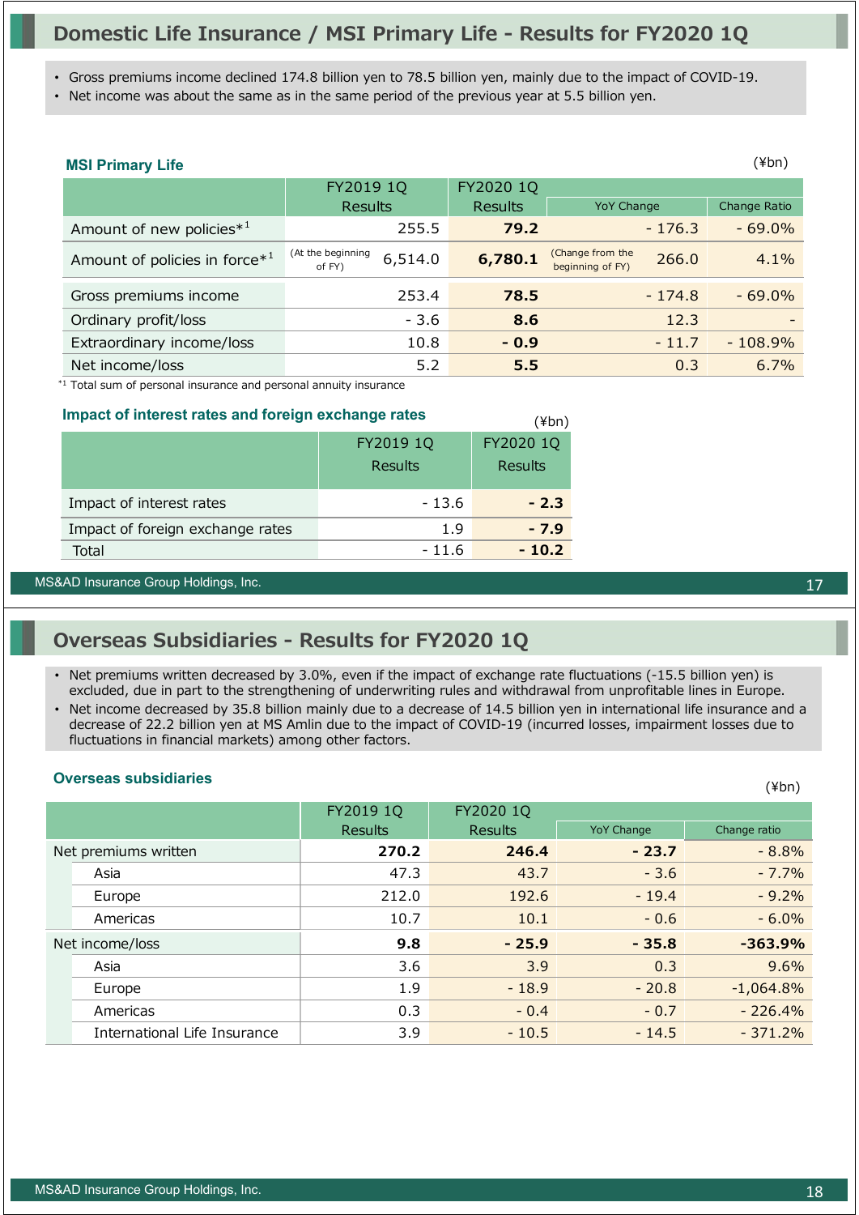## Domestic Life Insurance / MSI Primary Life - Results for FY2020 1Q

- Gross premiums income declined 174.8 billion yen to 78.5 billion yen, mainly due to the impact of COVID-19.
- Net income was about the same as in the same period of the previous year at 5.5 billion yen.

### MSI Primary Life

(¥bn)

| | FY2019 1Q Results | FY2020 1Q Results | YoY Change | Change Ratio |
|---|---|---|---|---|
| Amount of new policies*[1] | 255.5 | **79.2** | - 176.3 | - 69.0% |
| Amount of policies in force*[1] | (At the beginning of FY) 6,514.0 | **6,780.1** | (Change from the beginning of FY) 266.0 | 4.1% |
| Gross premiums income | 253.4 | **78.5** | - 174.8 | - 69.0% |
| Ordinary profit/loss | - 3.6 | **8.6** | 12.3 | - |
| Extraordinary income/loss | 10.8 | **- 0.9** | - 11.7 | - 108.9% |
| Net income/loss | 5.2 | **5.5** | 0.3 | 6.7% |

*[1] Total sum of personal insurance and personal annuity insurance

### Impact of interest rates and foreign exchange rates

(¥bn)

| | FY2019 1Q Results | FY2020 1Q Results |
|---|---|---|
| Impact of interest rates | - 13.6 | **- 2.3** |
| Impact of foreign exchange rates | 1.9 | **- 7.9** |
| Total | - 11.6 | **- 10.2** |

## Overseas Subsidiaries - Results for FY2020 1Q

- Net premiums written decreased by 3.0%, even if the impact of exchange rate fluctuations (-15.5 billion yen) is excluded, due in part to the strengthening of underwriting rules and withdrawal from unprofitable lines in Europe.
- Net income decreased by 35.8 billion mainly due to a decrease of 14.5 billion yen in international life insurance and a decrease of 22.2 billion yen at MS Amlin due to the impact of COVID-19 (incurred losses, impairment losses due to fluctuations in financial markets) among other factors.

### Overseas subsidiaries

(¥bn)

| | FY2019 1Q Results | FY2020 1Q Results | YoY Change | Change ratio |
|---|---|---|---|---|
| Net premiums written | **270.2** | **246.4** | **- 23.7** | - 8.8% |
| Asia | 47.3 | 43.7 | - 3.6 | - 7.7% |
| Europe | 212.0 | 192.6 | - 19.4 | - 9.2% |
| Americas | 10.7 | 10.1 | - 0.6 | - 6.0% |
| Net income/loss | **9.8** | **- 25.9** | **- 35.8** | **-363.9%** |
| Asia | 3.6 | 3.9 | 0.3 | 9.6% |
| Europe | 1.9 | - 18.9 | - 20.8 | -1,064.8% |
| Americas | 0.3 | - 0.4 | - 0.7 | - 226.4% |
| International Life Insurance | 3.9 | - 10.5 | - 14.5 | - 371.2% |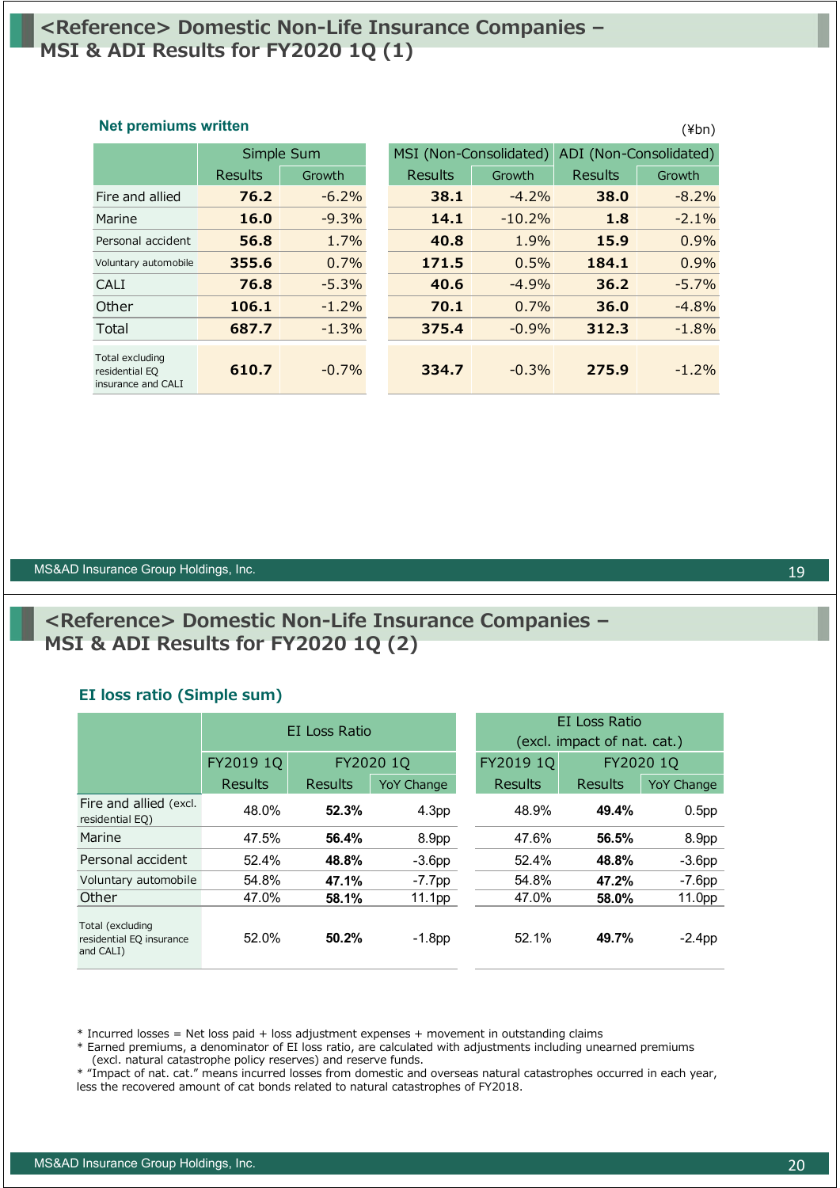# <Reference> Domestic Non-Life Insurance Companies – MSI & ADI Results for FY2020 1Q (1)

### Net premiums written

(¥bn)

| | Simple Sum | | MSI (Non-Consolidated) | | ADI (Non-Consolidated) | |
|---|---|---|---|---|---|---|
| | Results | Growth | Results | Growth | Results | Growth |
| Fire and allied | **76.2** | -6.2% | **38.1** | -4.2% | **38.0** | -8.2% |
| Marine | **16.0** | -9.3% | **14.1** | -10.2% | **1.8** | -2.1% |
| Personal accident | **56.8** | 1.7% | **40.8** | 1.9% | **15.9** | 0.9% |
| Voluntary automobile | **355.6** | 0.7% | **171.5** | 0.5% | **184.1** | 0.9% |
| CALI | **76.8** | -5.3% | **40.6** | -4.9% | **36.2** | -5.7% |
| Other | **106.1** | -1.2% | **70.1** | 0.7% | **36.0** | -4.8% |
| Total | **687.7** | -1.3% | **375.4** | -0.9% | **312.3** | -1.8% |
| Total excluding residential EQ insurance and CALI | **610.7** | -0.7% | **334.7** | -0.3% | **275.9** | -1.2% |

# <Reference> Domestic Non-Life Insurance Companies – MSI & ADI Results for FY2020 1Q (2)

### EI loss ratio (Simple sum)

| | EI Loss Ratio | | | EI Loss Ratio (excl. impact of nat. cat.) | | |
|---|---|---|---|---|---|---|
| | FY2019 1Q | FY2020 1Q | | FY2019 1Q | FY2020 1Q | |
| | Results | Results | YoY Change | Results | Results | YoY Change |
| Fire and allied (excl. residential EQ) | 48.0% | **52.3%** | 4.3pp | 48.9% | **49.4%** | 0.5pp |
| Marine | 47.5% | **56.4%** | 8.9pp | 47.6% | **56.5%** | 8.9pp |
| Personal accident | 52.4% | **48.8%** | -3.6pp | 52.4% | **48.8%** | -3.6pp |
| Voluntary automobile | 54.8% | **47.1%** | -7.7pp | 54.8% | **47.2%** | -7.6pp |
| Other | 47.0% | **58.1%** | 11.1pp | 47.0% | **58.0%** | 11.0pp |
| Total (excluding residential EQ insurance and CALI) | 52.0% | **50.2%** | -1.8pp | 52.1% | **49.7%** | -2.4pp |

\* Incurred losses = Net loss paid + loss adjustment expenses + movement in outstanding claims
\* Earned premiums, a denominator of EI loss ratio, are calculated with adjustments including unearned premiums (excl. natural catastrophe policy reserves) and reserve funds.
\* "Impact of nat. cat." means incurred losses from domestic and overseas natural catastrophes occurred in each year, less the recovered amount of cat bonds related to natural catastrophes of FY2018.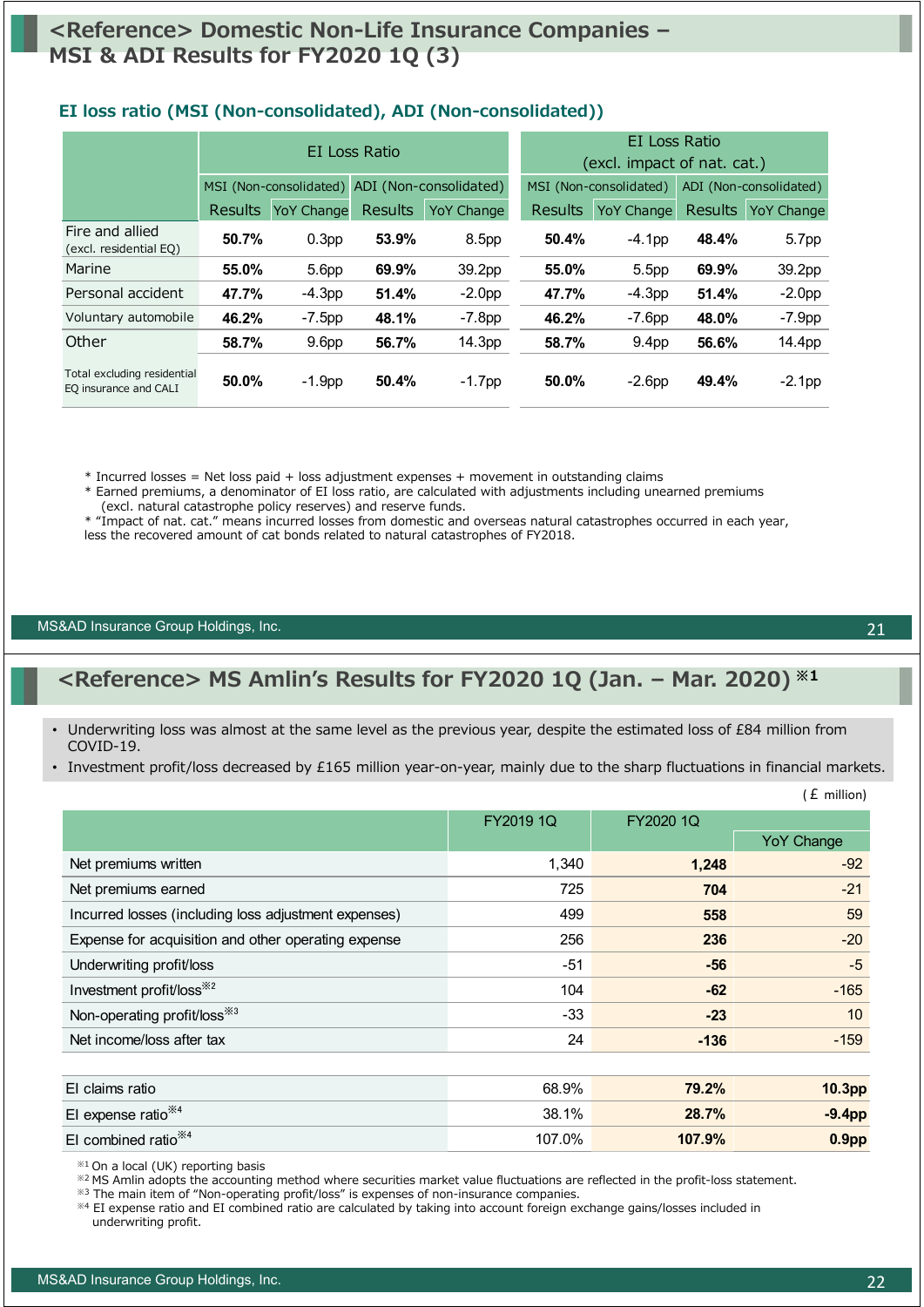# <Reference> Domestic Non-Life Insurance Companies – MSI & ADI Results for FY2020 1Q (3)

### EI loss ratio (MSI (Non-consolidated), ADI (Non-consolidated))

| | EI Loss Ratio | | | | EI Loss Ratio (excl. impact of nat. cat.) | | | |
|---|---|---|---|---|---|---|---|---|
| | MSI (Non-consolidated) | | ADI (Non-consolidated) | | MSI (Non-consolidated) | | ADI (Non-consolidated) | |
| | Results | YoY Change | Results | YoY Change | Results | YoY Change | Results | YoY Change |
| Fire and allied (excl. residential EQ) | **50.7%** | 0.3pp | **53.9%** | 8.5pp | **50.4%** | -4.1pp | **48.4%** | 5.7pp |
| Marine | **55.0%** | 5.6pp | **69.9%** | 39.2pp | **55.0%** | 5.5pp | **69.9%** | 39.2pp |
| Personal accident | **47.7%** | -4.3pp | **51.4%** | -2.0pp | **47.7%** | -4.3pp | **51.4%** | -2.0pp |
| Voluntary automobile | **46.2%** | -7.5pp | **48.1%** | -7.8pp | **46.2%** | -7.6pp | **48.0%** | -7.9pp |
| Other | **58.7%** | 9.6pp | **56.7%** | 14.3pp | **58.7%** | 9.4pp | **56.6%** | 14.4pp |
| Total excluding residential EQ insurance and CALI | **50.0%** | -1.9pp | **50.4%** | -1.7pp | **50.0%** | -2.6pp | **49.4%** | -2.1pp |

* Incurred losses = Net loss paid + loss adjustment expenses + movement in outstanding claims
* Earned premiums, a denominator of EI loss ratio, are calculated with adjustments including unearned premiums (excl. natural catastrophe policy reserves) and reserve funds.
* "Impact of nat. cat." means incurred losses from domestic and overseas natural catastrophes occurred in each year, less the recovered amount of cat bonds related to natural catastrophes of FY2018.

# <Reference> MS Amlin's Results for FY2020 1Q (Jan. – Mar. 2020) ※1

- Underwriting loss was almost at the same level as the previous year, despite the estimated loss of £84 million from COVID-19.
- Investment profit/loss decreased by £165 million year-on-year, mainly due to the sharp fluctuations in financial markets.

(£ million)

| | FY2019 1Q | FY2020 1Q | YoY Change |
|---|---|---|---|
| Net premiums written | 1,340 | **1,248** | -92 |
| Net premiums earned | 725 | **704** | -21 |
| Incurred losses (including loss adjustment expenses) | 499 | **558** | 59 |
| Expense for acquisition and other operating expense | 256 | **236** | -20 |
| Underwriting profit/loss | -51 | **-56** | -5 |
| Investment profit/loss※2 | 104 | **-62** | -165 |
| Non-operating profit/loss※3 | -33 | **-23** | 10 |
| Net income/loss after tax | 24 | **-136** | -159 |
| | | | |
| EI claims ratio | 68.9% | **79.2%** | **10.3pp** |
| EI expense ratio※4 | 38.1% | **28.7%** | **-9.4pp** |
| EI combined ratio※4 | 107.0% | **107.9%** | **0.9pp** |

※1 On a local (UK) reporting basis
※2 MS Amlin adopts the accounting method where securities market value fluctuations are reflected in the profit-loss statement.
※3 The main item of "Non-operating profit/loss" is expenses of non-insurance companies.
※4 EI expense ratio and EI combined ratio are calculated by taking into account foreign exchange gains/losses included in underwriting profit.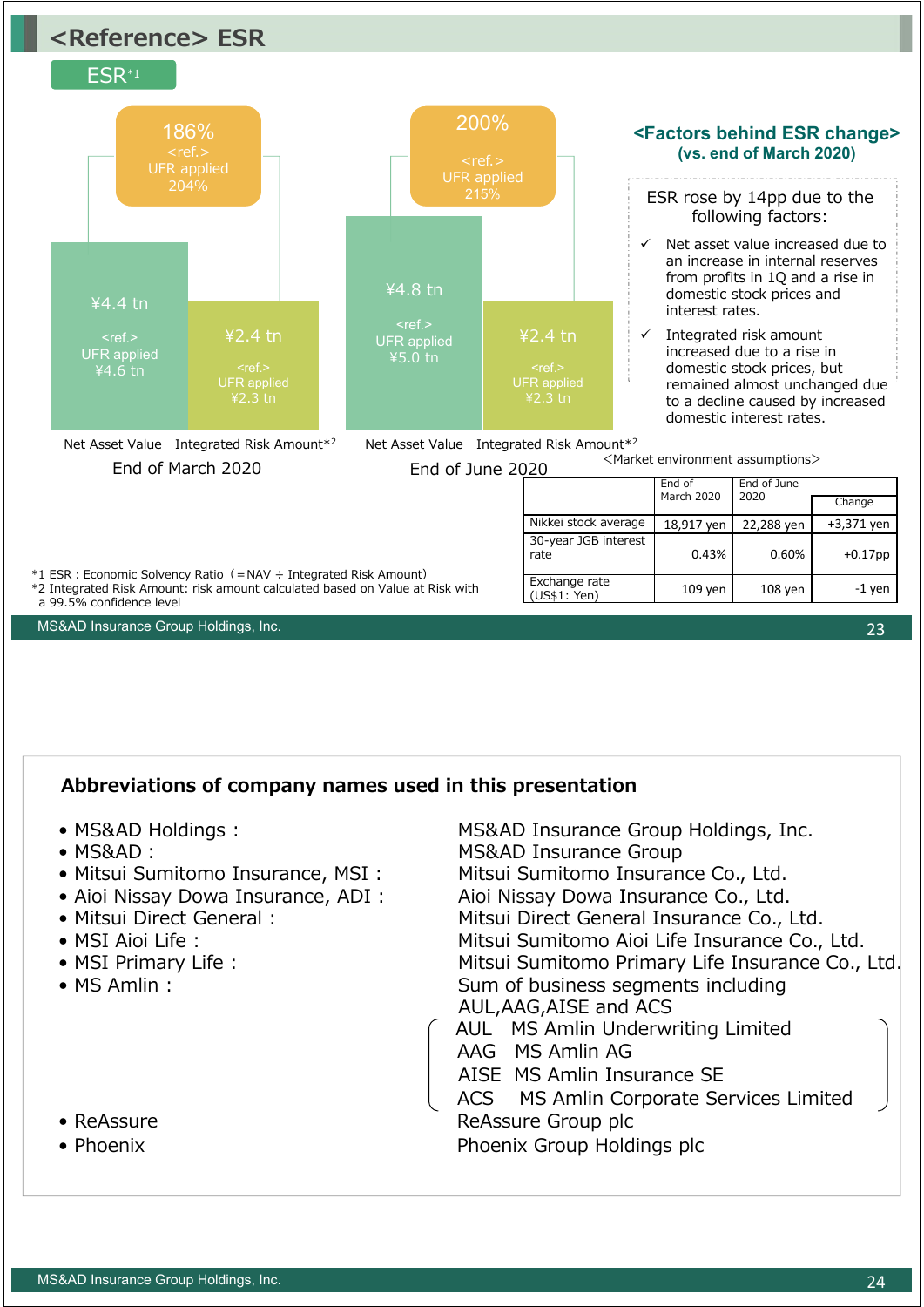# <Reference> ESR

## ESR[*1]

**End of March 2020**

186%
<ref.>
UFR applied
204%

- Net Asset Value: ¥4.4 tn (<ref.> UFR applied ¥4.6 tn)
- Integrated Risk Amount[*2]: ¥2.4 tn (<ref.> UFR applied ¥2.3 tn)

**End of June 2020**

200%
<ref.>
UFR applied
215%

- Net Asset Value: ¥4.8 tn (<ref.> UFR applied ¥5.0 tn)
- Integrated Risk Amount[*2]: ¥2.4 tn (<ref.> UFR applied ¥2.3 tn)

### <Factors behind ESR change> (vs. end of March 2020)

ESR rose by 14pp due to the following factors:

- ✓ Net asset value increased due to an increase in internal reserves from profits in 1Q and a rise in domestic stock prices and interest rates.
- ✓ Integrated risk amount increased due to a rise in domestic stock prices, but remained almost unchanged due to a decline caused by increased domestic interest rates.

<Market environment assumptions>

| | End of March 2020 | End of June 2020 | Change |
|---|---|---|---|
| Nikkei stock average | 18,917 yen | 22,288 yen | +3,371 yen |
| 30-year JGB interest rate | 0.43% | 0.60% | +0.17pp |
| Exchange rate (US$1: Yen) | 109 yen | 108 yen | -1 yen |

*1 ESR : Economic Solvency Ratio（= NAV ÷ Integrated Risk Amount)
*2 Integrated Risk Amount: risk amount calculated based on Value at Risk with a 99.5% confidence level

---

## Abbreviations of company names used in this presentation

- MS&AD Holdings : MS&AD Insurance Group Holdings, Inc.
- MS&AD : MS&AD Insurance Group
- Mitsui Sumitomo Insurance, MSI : Mitsui Sumitomo Insurance Co., Ltd.
- Aioi Nissay Dowa Insurance, ADI : Aioi Nissay Dowa Insurance Co., Ltd.
- Mitsui Direct General : Mitsui Direct General Insurance Co., Ltd.
- MSI Aioi Life : Mitsui Sumitomo Aioi Life Insurance Co., Ltd.
- MSI Primary Life : Mitsui Sumitomo Primary Life Insurance Co., Ltd.
- MS Amlin : Sum of business segments including AUL,AAG,AISE and ACS
  - AUL MS Amlin Underwriting Limited
  - AAG MS Amlin AG
  - AISE MS Amlin Insurance SE
  - ACS MS Amlin Corporate Services Limited
- ReAssure : ReAssure Group plc
- Phoenix : Phoenix Group Holdings plc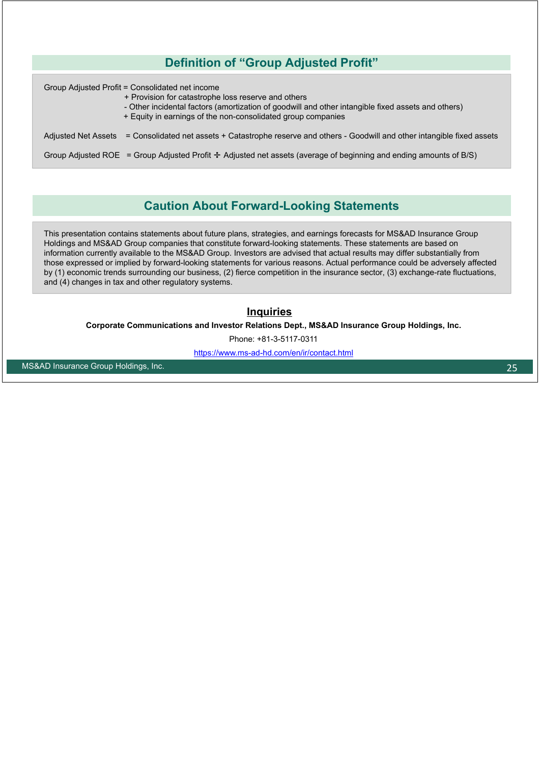## Definition of "Group Adjusted Profit"

Group Adjusted Profit = Consolidated net income
+ Provision for catastrophe loss reserve and others
- Other incidental factors (amortization of goodwill and other intangible fixed assets and others)
+ Equity in earnings of the non-consolidated group companies

Adjusted Net Assets = Consolidated net assets + Catastrophe reserve and others - Goodwill and other intangible fixed assets

Group Adjusted ROE = Group Adjusted Profit ÷ Adjusted net assets (average of beginning and ending amounts of B/S)

## Caution About Forward-Looking Statements

This presentation contains statements about future plans, strategies, and earnings forecasts for MS&AD Insurance Group Holdings and MS&AD Group companies that constitute forward-looking statements. These statements are based on information currently available to the MS&AD Group. Investors are advised that actual results may differ substantially from those expressed or implied by forward-looking statements for various reasons. Actual performance could be adversely affected by (1) economic trends surrounding our business, (2) fierce competition in the insurance sector, (3) exchange-rate fluctuations, and (4) changes in tax and other regulatory systems.

### Inquiries

**Corporate Communications and Investor Relations Dept., MS&AD Insurance Group Holdings, Inc.**

Phone: +81-3-5117-0311

https://www.ms-ad-hd.com/en/ir/contact.html